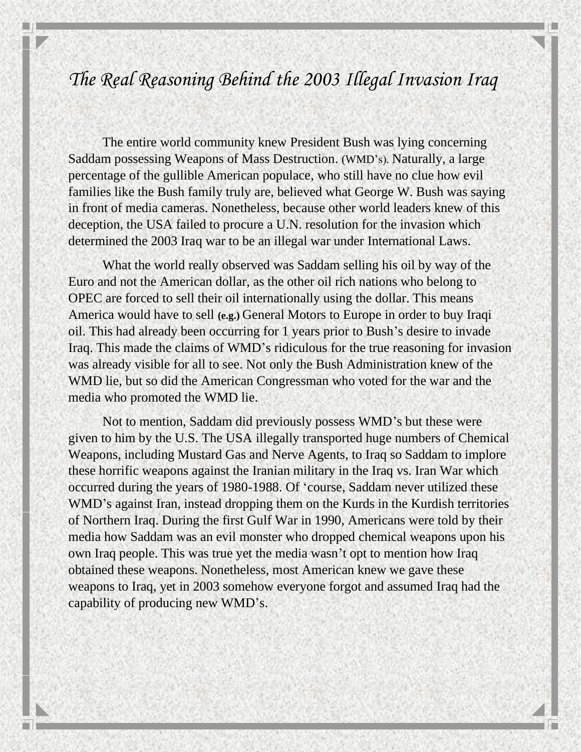# *The Real Reasoning Behind the 2003 Illegal Invasion Iraq*

The entire world community knew President Bush was lying concerning Saddam possessing Weapons of Mass Destruction. (WMD's). Naturally, a large percentage of the gullible American populace, who still have no clue how evil families like the Bush family truly are, believed what George W. Bush was saying in front of media cameras. Nonetheless, because other world leaders knew of this deception, the USA failed to procure a U.N. resolution for the invasion which determined the 2003 Iraq war to be an illegal war under International Laws.

What the world really observed was Saddam selling his oil by way of the Euro and not the American dollar, as the other oil rich nations who belong to OPEC are forced to sell their oil internationally using the dollar. This means America would have to sell **(e.g.)** General Motors to Europe in order to buy Iraqi oil. This had already been occurring for 1 years prior to Bush's desire to invade Iraq. This made the claims of WMD's ridiculous for the true reasoning for invasion was already visible for all to see. Not only the Bush Administration knew of the WMD lie, but so did the American Congressman who voted for the war and the media who promoted the WMD lie.

Not to mention, Saddam did previously possess WMD's but these were given to him by the U.S. The USA illegally transported huge numbers of Chemical Weapons, including Mustard Gas and Nerve Agents, to Iraq so Saddam to implore these horrific weapons against the Iranian military in the Iraq vs. Iran War which occurred during the years of 1980-1988. Of 'course, Saddam never utilized these WMD's against Iran, instead dropping them on the Kurds in the Kurdish territories of Northern Iraq. During the first Gulf War in 1990, Americans were told by their media how Saddam was an evil monster who dropped chemical weapons upon his own Iraq people. This was true yet the media wasn't opt to mention how Iraq obtained these weapons. Nonetheless, most American knew we gave these weapons to Iraq, yet in 2003 somehow everyone forgot and assumed Iraq had the capability of producing new WMD's.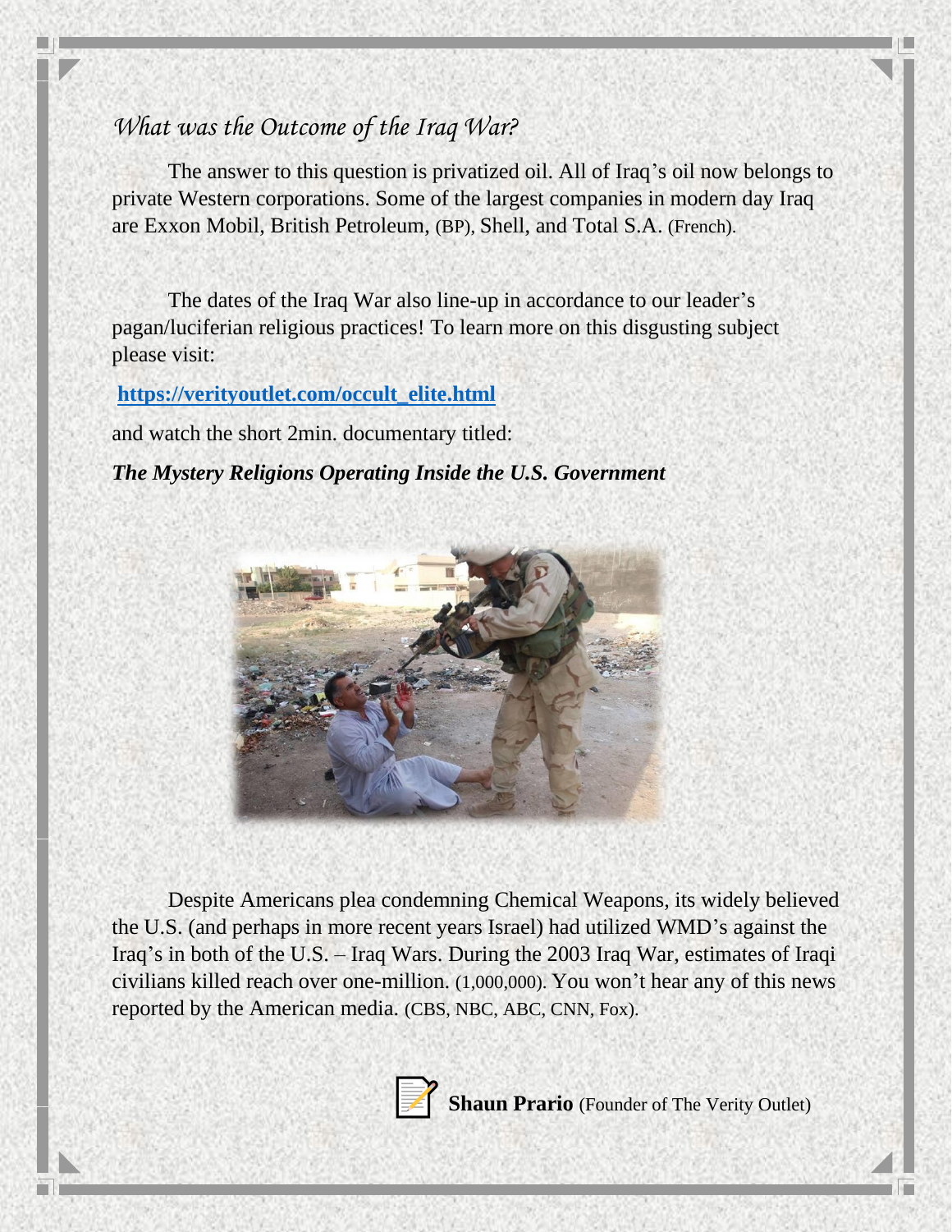## *What was the Outcome of the Iraq War?*

The answer to this question is privatized oil. All of Iraq's oil now belongs to private Western corporations. Some of the largest companies in modern day Iraq are Exxon Mobil, British Petroleum, (BP), Shell, and Total S.A. (French).

The dates of the Iraq War also line-up in accordance to our leader's pagan/luciferian religious practices! To learn more on this disgusting subject please visit:

**https://verityoutlet.com/occult_elite.html**

and watch the short 2min. documentary titled:

***The Mystery Religions Operating Inside the U.S. Government***

Despite Americans plea condemning Chemical Weapons, its widely believed the U.S. (and perhaps in more recent years Israel) had utilized WMD's against the Iraq's in both of the U.S. – Iraq Wars. During the 2003 Iraq War, estimates of Iraqi civilians killed reach over one-million. (1,000,000). You won't hear any of this news reported by the American media. (CBS, NBC, ABC, CNN, Fox).

**Shaun Prario** (Founder of The Verity Outlet)